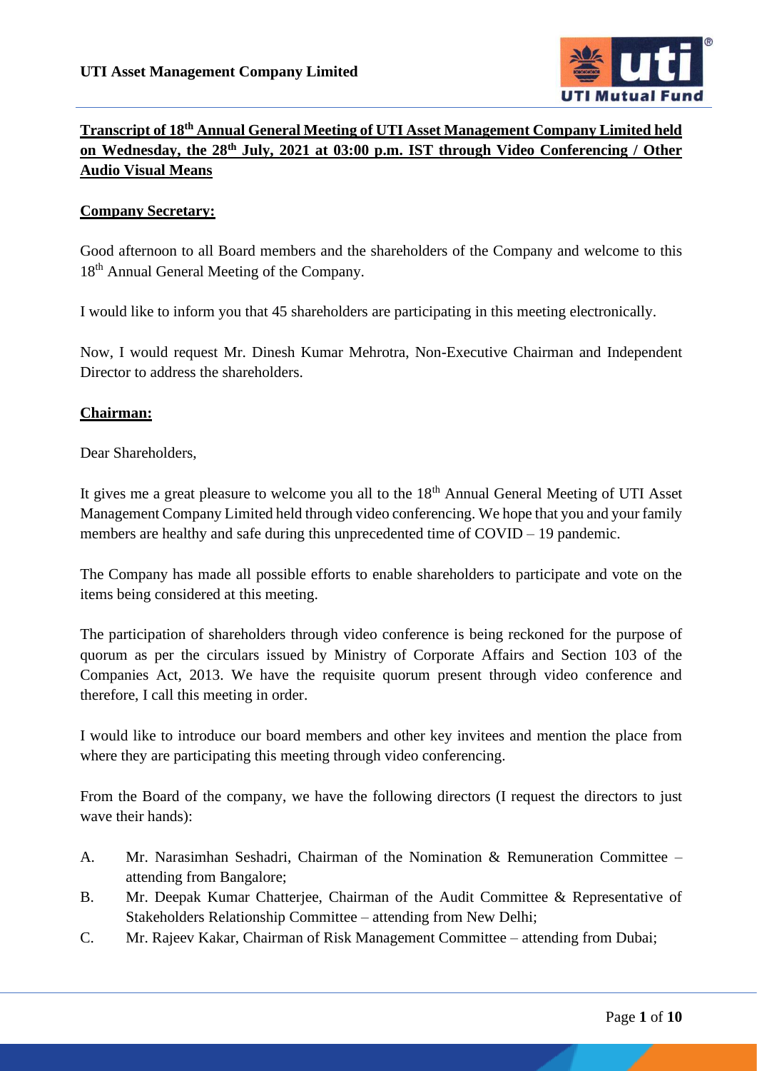**Transcript of 18th Annual General Meeting of UTI Asset Management Company Limited held on Wednesday, the 28th July, 2021 at 03:00 p.m. IST through Video Conferencing / Other Audio Visual Means**

**Company Secretary:**

Good afternoon to all Board members and the shareholders of the Company and welcome to this 18th Annual General Meeting of the Company.

I would like to inform you that 45 shareholders are participating in this meeting electronically.

Now, I would request Mr. Dinesh Kumar Mehrotra, Non-Executive Chairman and Independent Director to address the shareholders.

**Chairman:**

Dear Shareholders,

It gives me a great pleasure to welcome you all to the 18th Annual General Meeting of UTI Asset Management Company Limited held through video conferencing. We hope that you and your family members are healthy and safe during this unprecedented time of COVID – 19 pandemic.

The Company has made all possible efforts to enable shareholders to participate and vote on the items being considered at this meeting.

The participation of shareholders through video conference is being reckoned for the purpose of quorum as per the circulars issued by Ministry of Corporate Affairs and Section 103 of the Companies Act, 2013. We have the requisite quorum present through video conference and therefore, I call this meeting in order.

I would like to introduce our board members and other key invitees and mention the place from where they are participating this meeting through video conferencing.

From the Board of the company, we have the following directors (I request the directors to just wave their hands):

A. Mr. Narasimhan Seshadri, Chairman of the Nomination & Remuneration Committee – attending from Bangalore;
B. Mr. Deepak Kumar Chatterjee, Chairman of the Audit Committee & Representative of Stakeholders Relationship Committee – attending from New Delhi;
C. Mr. Rajeev Kakar, Chairman of Risk Management Committee – attending from Dubai;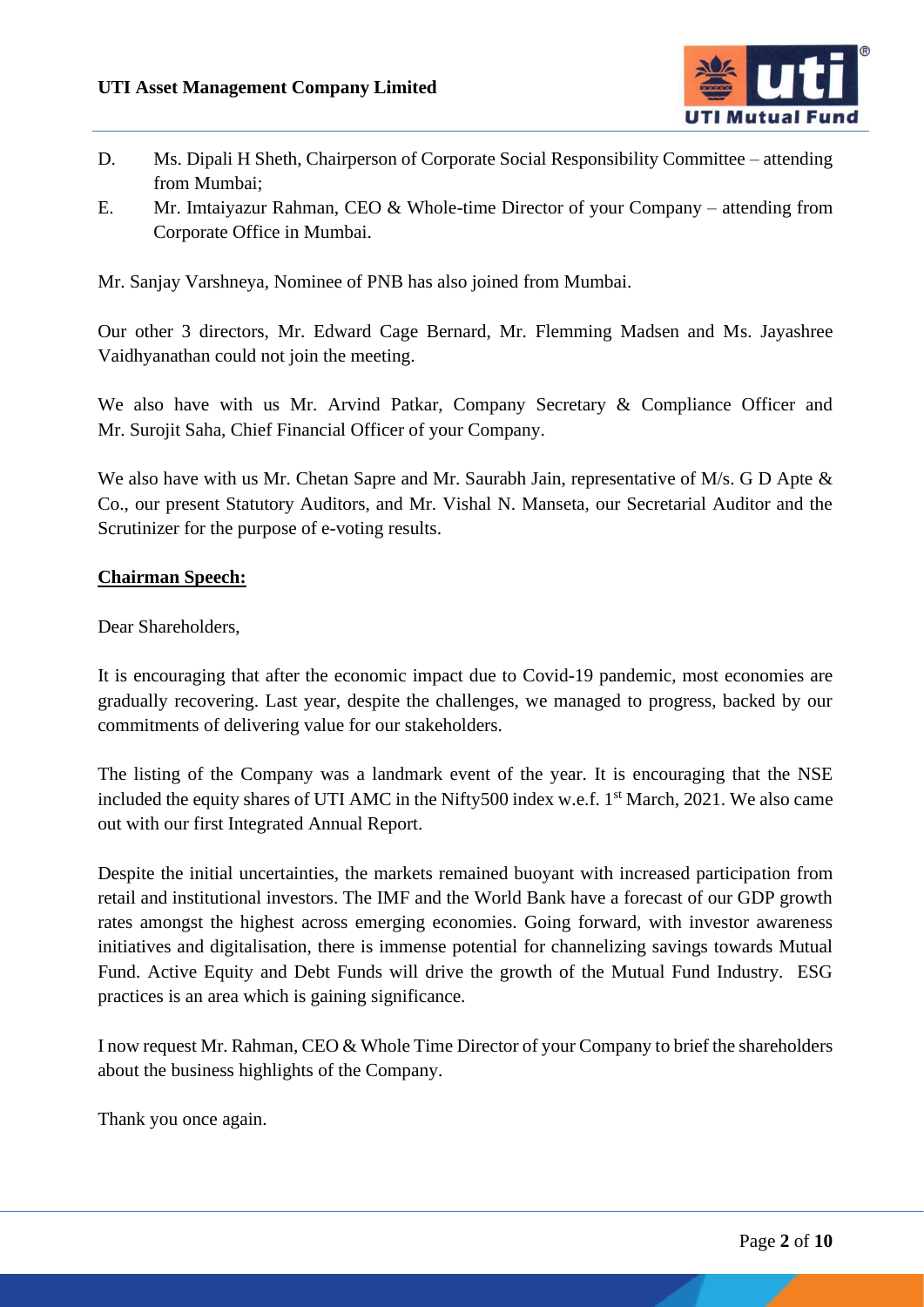D. Ms. Dipali H Sheth, Chairperson of Corporate Social Responsibility Committee – attending from Mumbai;

E. Mr. Imtaiyazur Rahman, CEO & Whole-time Director of your Company – attending from Corporate Office in Mumbai.

Mr. Sanjay Varshneya, Nominee of PNB has also joined from Mumbai.

Our other 3 directors, Mr. Edward Cage Bernard, Mr. Flemming Madsen and Ms. Jayashree Vaidhyanathan could not join the meeting.

We also have with us Mr. Arvind Patkar, Company Secretary & Compliance Officer and Mr. Surojit Saha, Chief Financial Officer of your Company.

We also have with us Mr. Chetan Sapre and Mr. Saurabh Jain, representative of M/s. G D Apte & Co., our present Statutory Auditors, and Mr. Vishal N. Manseta, our Secretarial Auditor and the Scrutinizer for the purpose of e-voting results.

**Chairman Speech:**

Dear Shareholders,

It is encouraging that after the economic impact due to Covid-19 pandemic, most economies are gradually recovering. Last year, despite the challenges, we managed to progress, backed by our commitments of delivering value for our stakeholders.

The listing of the Company was a landmark event of the year. It is encouraging that the NSE included the equity shares of UTI AMC in the Nifty500 index w.e.f. 1st March, 2021. We also came out with our first Integrated Annual Report.

Despite the initial uncertainties, the markets remained buoyant with increased participation from retail and institutional investors. The IMF and the World Bank have a forecast of our GDP growth rates amongst the highest across emerging economies. Going forward, with investor awareness initiatives and digitalisation, there is immense potential for channelizing savings towards Mutual Fund. Active Equity and Debt Funds will drive the growth of the Mutual Fund Industry. ESG practices is an area which is gaining significance.

I now request Mr. Rahman, CEO & Whole Time Director of your Company to brief the shareholders about the business highlights of the Company.

Thank you once again.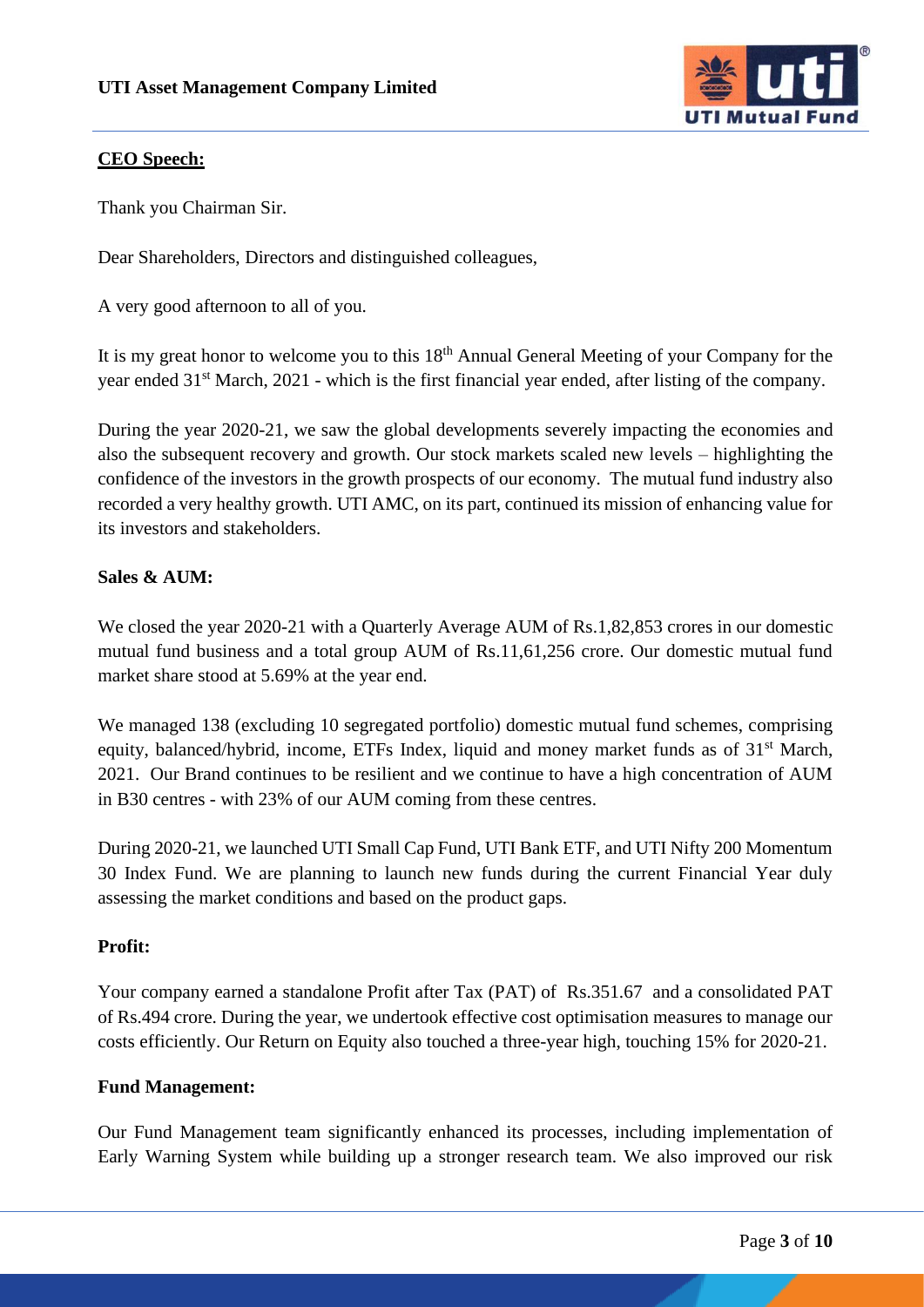## CEO Speech:

Thank you Chairman Sir.

Dear Shareholders, Directors and distinguished colleagues,

A very good afternoon to all of you.

It is my great honor to welcome you to this 18th Annual General Meeting of your Company for the year ended 31st March, 2021 - which is the first financial year ended, after listing of the company.

During the year 2020-21, we saw the global developments severely impacting the economies and also the subsequent recovery and growth. Our stock markets scaled new levels – highlighting the confidence of the investors in the growth prospects of our economy. The mutual fund industry also recorded a very healthy growth. UTI AMC, on its part, continued its mission of enhancing value for its investors and stakeholders.

### Sales & AUM:

We closed the year 2020-21 with a Quarterly Average AUM of Rs.1,82,853 crores in our domestic mutual fund business and a total group AUM of Rs.11,61,256 crore. Our domestic mutual fund market share stood at 5.69% at the year end.

We managed 138 (excluding 10 segregated portfolio) domestic mutual fund schemes, comprising equity, balanced/hybrid, income, ETFs Index, liquid and money market funds as of 31st March, 2021. Our Brand continues to be resilient and we continue to have a high concentration of AUM in B30 centres - with 23% of our AUM coming from these centres.

During 2020-21, we launched UTI Small Cap Fund, UTI Bank ETF, and UTI Nifty 200 Momentum 30 Index Fund. We are planning to launch new funds during the current Financial Year duly assessing the market conditions and based on the product gaps.

### Profit:

Your company earned a standalone Profit after Tax (PAT) of Rs.351.67 and a consolidated PAT of Rs.494 crore. During the year, we undertook effective cost optimisation measures to manage our costs efficiently. Our Return on Equity also touched a three-year high, touching 15% for 2020-21.

### Fund Management:

Our Fund Management team significantly enhanced its processes, including implementation of Early Warning System while building up a stronger research team. We also improved our risk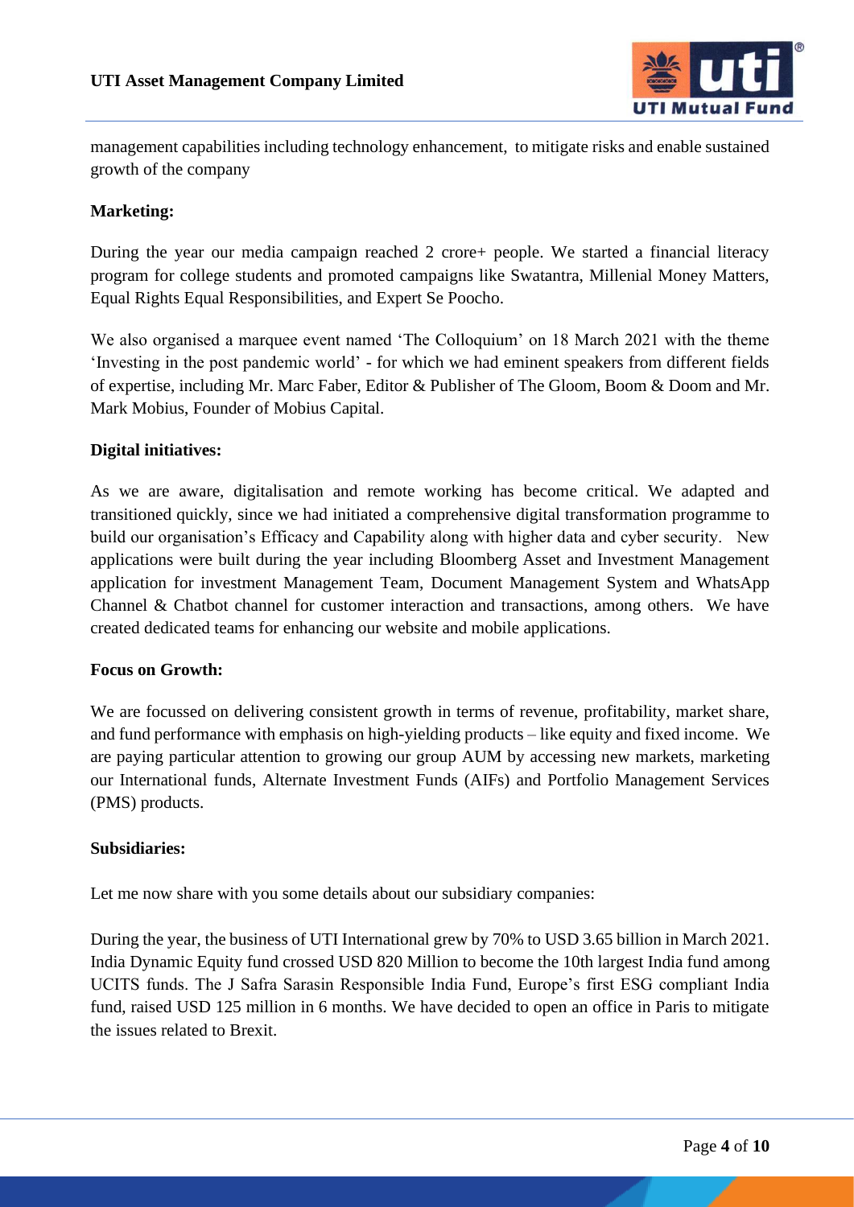management capabilities including technology enhancement, to mitigate risks and enable sustained growth of the company

**Marketing:**

During the year our media campaign reached 2 crore+ people. We started a financial literacy program for college students and promoted campaigns like Swatantra, Millenial Money Matters, Equal Rights Equal Responsibilities, and Expert Se Poocho.

We also organised a marquee event named 'The Colloquium' on 18 March 2021 with the theme 'Investing in the post pandemic world' - for which we had eminent speakers from different fields of expertise, including Mr. Marc Faber, Editor & Publisher of The Gloom, Boom & Doom and Mr. Mark Mobius, Founder of Mobius Capital.

**Digital initiatives:**

As we are aware, digitalisation and remote working has become critical. We adapted and transitioned quickly, since we had initiated a comprehensive digital transformation programme to build our organisation's Efficacy and Capability along with higher data and cyber security. New applications were built during the year including Bloomberg Asset and Investment Management application for investment Management Team, Document Management System and WhatsApp Channel & Chatbot channel for customer interaction and transactions, among others. We have created dedicated teams for enhancing our website and mobile applications.

**Focus on Growth:**

We are focussed on delivering consistent growth in terms of revenue, profitability, market share, and fund performance with emphasis on high-yielding products – like equity and fixed income. We are paying particular attention to growing our group AUM by accessing new markets, marketing our International funds, Alternate Investment Funds (AIFs) and Portfolio Management Services (PMS) products.

**Subsidiaries:**

Let me now share with you some details about our subsidiary companies:

During the year, the business of UTI International grew by 70% to USD 3.65 billion in March 2021. India Dynamic Equity fund crossed USD 820 Million to become the 10th largest India fund among UCITS funds. The J Safra Sarasin Responsible India Fund, Europe's first ESG compliant India fund, raised USD 125 million in 6 months. We have decided to open an office in Paris to mitigate the issues related to Brexit.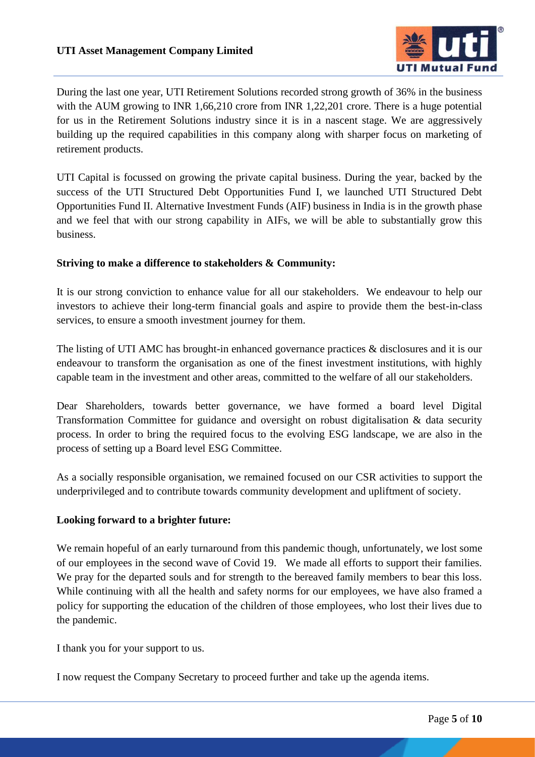During the last one year, UTI Retirement Solutions recorded strong growth of 36% in the business with the AUM growing to INR 1,66,210 crore from INR 1,22,201 crore. There is a huge potential for us in the Retirement Solutions industry since it is in a nascent stage. We are aggressively building up the required capabilities in this company along with sharper focus on marketing of retirement products.

UTI Capital is focussed on growing the private capital business. During the year, backed by the success of the UTI Structured Debt Opportunities Fund I, we launched UTI Structured Debt Opportunities Fund II. Alternative Investment Funds (AIF) business in India is in the growth phase and we feel that with our strong capability in AIFs, we will be able to substantially grow this business.

**Striving to make a difference to stakeholders & Community:**

It is our strong conviction to enhance value for all our stakeholders. We endeavour to help our investors to achieve their long-term financial goals and aspire to provide them the best-in-class services, to ensure a smooth investment journey for them.

The listing of UTI AMC has brought-in enhanced governance practices & disclosures and it is our endeavour to transform the organisation as one of the finest investment institutions, with highly capable team in the investment and other areas, committed to the welfare of all our stakeholders.

Dear Shareholders, towards better governance, we have formed a board level Digital Transformation Committee for guidance and oversight on robust digitalisation & data security process. In order to bring the required focus to the evolving ESG landscape, we are also in the process of setting up a Board level ESG Committee.

As a socially responsible organisation, we remained focused on our CSR activities to support the underprivileged and to contribute towards community development and upliftment of society.

**Looking forward to a brighter future:**

We remain hopeful of an early turnaround from this pandemic though, unfortunately, we lost some of our employees in the second wave of Covid 19. We made all efforts to support their families. We pray for the departed souls and for strength to the bereaved family members to bear this loss. While continuing with all the health and safety norms for our employees, we have also framed a policy for supporting the education of the children of those employees, who lost their lives due to the pandemic.

I thank you for your support to us.

I now request the Company Secretary to proceed further and take up the agenda items.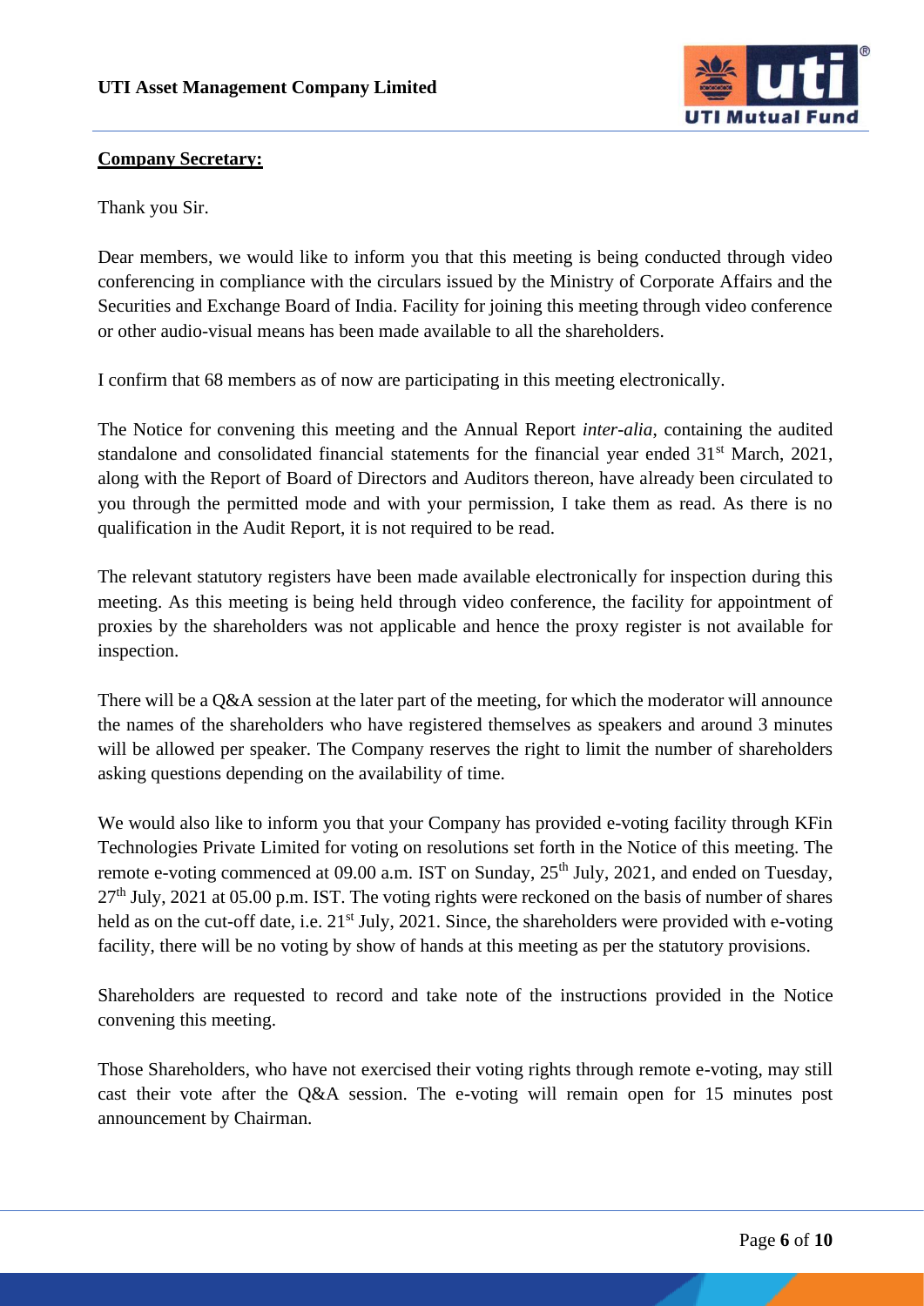**Company Secretary:**

Thank you Sir.

Dear members, we would like to inform you that this meeting is being conducted through video conferencing in compliance with the circulars issued by the Ministry of Corporate Affairs and the Securities and Exchange Board of India. Facility for joining this meeting through video conference or other audio-visual means has been made available to all the shareholders.

I confirm that 68 members as of now are participating in this meeting electronically.

The Notice for convening this meeting and the Annual Report *inter-alia*, containing the audited standalone and consolidated financial statements for the financial year ended 31st March, 2021, along with the Report of Board of Directors and Auditors thereon, have already been circulated to you through the permitted mode and with your permission, I take them as read. As there is no qualification in the Audit Report, it is not required to be read.

The relevant statutory registers have been made available electronically for inspection during this meeting. As this meeting is being held through video conference, the facility for appointment of proxies by the shareholders was not applicable and hence the proxy register is not available for inspection.

There will be a Q&A session at the later part of the meeting, for which the moderator will announce the names of the shareholders who have registered themselves as speakers and around 3 minutes will be allowed per speaker. The Company reserves the right to limit the number of shareholders asking questions depending on the availability of time.

We would also like to inform you that your Company has provided e-voting facility through KFin Technologies Private Limited for voting on resolutions set forth in the Notice of this meeting. The remote e-voting commenced at 09.00 a.m. IST on Sunday, 25th July, 2021, and ended on Tuesday, 27th July, 2021 at 05.00 p.m. IST. The voting rights were reckoned on the basis of number of shares held as on the cut-off date, i.e. 21st July, 2021. Since, the shareholders were provided with e-voting facility, there will be no voting by show of hands at this meeting as per the statutory provisions.

Shareholders are requested to record and take note of the instructions provided in the Notice convening this meeting.

Those Shareholders, who have not exercised their voting rights through remote e-voting, may still cast their vote after the Q&A session. The e-voting will remain open for 15 minutes post announcement by Chairman.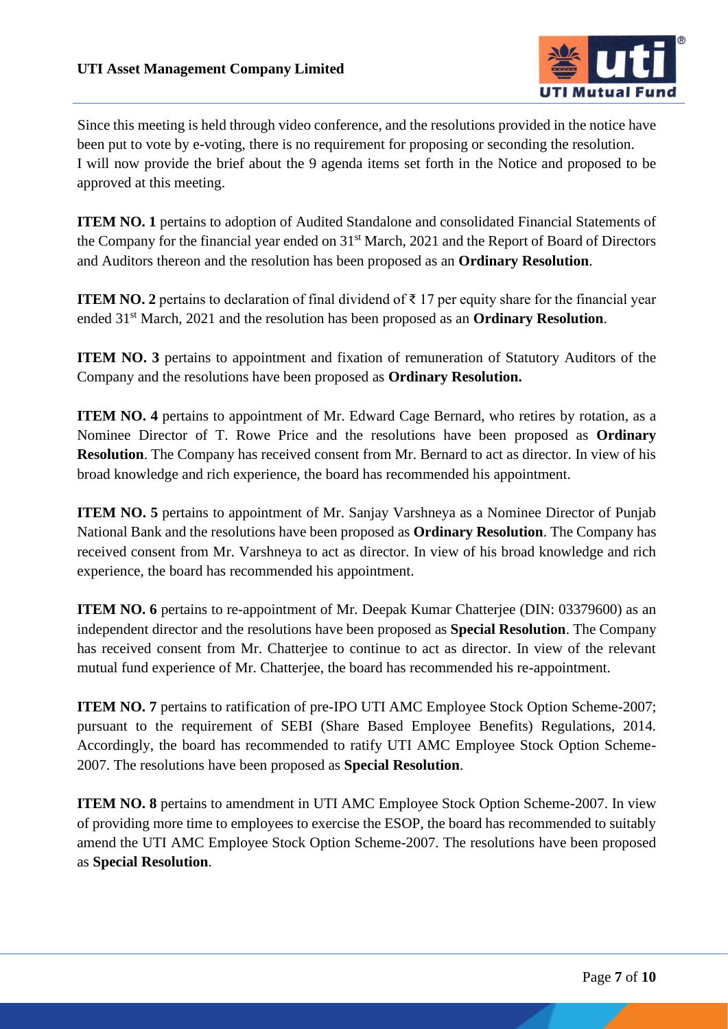Since this meeting is held through video conference, and the resolutions provided in the notice have been put to vote by e-voting, there is no requirement for proposing or seconding the resolution.
I will now provide the brief about the 9 agenda items set forth in the Notice and proposed to be approved at this meeting.

**ITEM NO. 1** pertains to adoption of Audited Standalone and consolidated Financial Statements of the Company for the financial year ended on 31st March, 2021 and the Report of Board of Directors and Auditors thereon and the resolution has been proposed as an **Ordinary Resolution**.

**ITEM NO. 2** pertains to declaration of final dividend of ₹ 17 per equity share for the financial year ended 31st March, 2021 and the resolution has been proposed as an **Ordinary Resolution**.

**ITEM NO. 3** pertains to appointment and fixation of remuneration of Statutory Auditors of the Company and the resolutions have been proposed as **Ordinary Resolution.**

**ITEM NO. 4** pertains to appointment of Mr. Edward Cage Bernard, who retires by rotation, as a Nominee Director of T. Rowe Price and the resolutions have been proposed as **Ordinary Resolution**. The Company has received consent from Mr. Bernard to act as director. In view of his broad knowledge and rich experience, the board has recommended his appointment.

**ITEM NO. 5** pertains to appointment of Mr. Sanjay Varshneya as a Nominee Director of Punjab National Bank and the resolutions have been proposed as **Ordinary Resolution**. The Company has received consent from Mr. Varshneya to act as director. In view of his broad knowledge and rich experience, the board has recommended his appointment.

**ITEM NO. 6** pertains to re-appointment of Mr. Deepak Kumar Chatterjee (DIN: 03379600) as an independent director and the resolutions have been proposed as **Special Resolution**. The Company has received consent from Mr. Chatterjee to continue to act as director. In view of the relevant mutual fund experience of Mr. Chatterjee, the board has recommended his re-appointment.

**ITEM NO. 7** pertains to ratification of pre-IPO UTI AMC Employee Stock Option Scheme-2007; pursuant to the requirement of SEBI (Share Based Employee Benefits) Regulations, 2014. Accordingly, the board has recommended to ratify UTI AMC Employee Stock Option Scheme-2007. The resolutions have been proposed as **Special Resolution**.

**ITEM NO. 8** pertains to amendment in UTI AMC Employee Stock Option Scheme-2007. In view of providing more time to employees to exercise the ESOP, the board has recommended to suitably amend the UTI AMC Employee Stock Option Scheme-2007. The resolutions have been proposed as **Special Resolution**.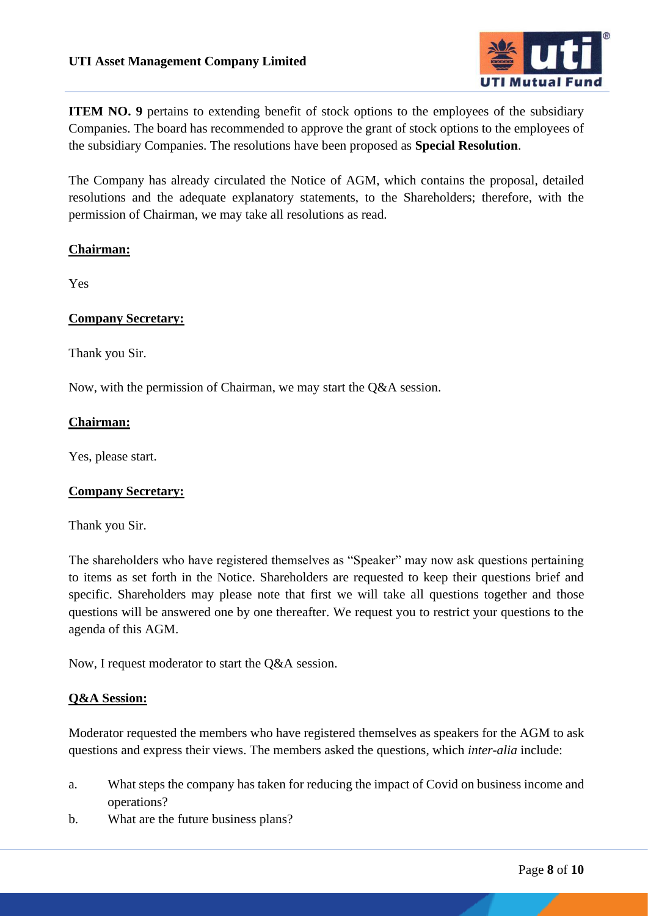**ITEM NO. 9** pertains to extending benefit of stock options to the employees of the subsidiary Companies. The board has recommended to approve the grant of stock options to the employees of the subsidiary Companies. The resolutions have been proposed as **Special Resolution**.

The Company has already circulated the Notice of AGM, which contains the proposal, detailed resolutions and the adequate explanatory statements, to the Shareholders; therefore, with the permission of Chairman, we may take all resolutions as read.

**Chairman:**

Yes

**Company Secretary:**

Thank you Sir.

Now, with the permission of Chairman, we may start the Q&A session.

**Chairman:**

Yes, please start.

**Company Secretary:**

Thank you Sir.

The shareholders who have registered themselves as "Speaker" may now ask questions pertaining to items as set forth in the Notice. Shareholders are requested to keep their questions brief and specific. Shareholders may please note that first we will take all questions together and those questions will be answered one by one thereafter. We request you to restrict your questions to the agenda of this AGM.

Now, I request moderator to start the Q&A session.

**Q&A Session:**

Moderator requested the members who have registered themselves as speakers for the AGM to ask questions and express their views. The members asked the questions, which *inter-alia* include:

a. What steps the company has taken for reducing the impact of Covid on business income and operations?
b. What are the future business plans?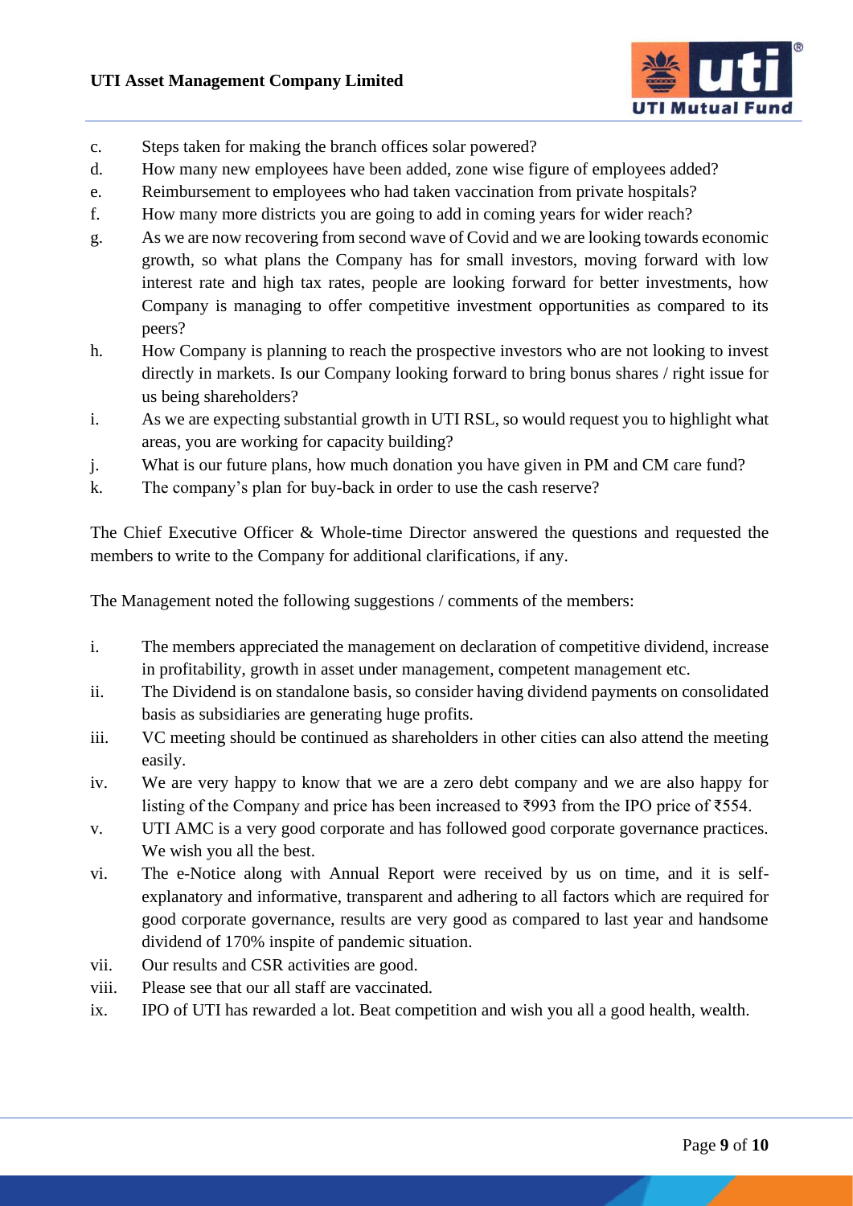c. Steps taken for making the branch offices solar powered?

d. How many new employees have been added, zone wise figure of employees added?

e. Reimbursement to employees who had taken vaccination from private hospitals?

f. How many more districts you are going to add in coming years for wider reach?

g. As we are now recovering from second wave of Covid and we are looking towards economic growth, so what plans the Company has for small investors, moving forward with low interest rate and high tax rates, people are looking forward for better investments, how Company is managing to offer competitive investment opportunities as compared to its peers?

h. How Company is planning to reach the prospective investors who are not looking to invest directly in markets. Is our Company looking forward to bring bonus shares / right issue for us being shareholders?

i. As we are expecting substantial growth in UTI RSL, so would request you to highlight what areas, you are working for capacity building?

j. What is our future plans, how much donation you have given in PM and CM care fund?

k. The company's plan for buy-back in order to use the cash reserve?

The Chief Executive Officer & Whole-time Director answered the questions and requested the members to write to the Company for additional clarifications, if any.

The Management noted the following suggestions / comments of the members:

i. The members appreciated the management on declaration of competitive dividend, increase in profitability, growth in asset under management, competent management etc.

ii. The Dividend is on standalone basis, so consider having dividend payments on consolidated basis as subsidiaries are generating huge profits.

iii. VC meeting should be continued as shareholders in other cities can also attend the meeting easily.

iv. We are very happy to know that we are a zero debt company and we are also happy for listing of the Company and price has been increased to ₹993 from the IPO price of ₹554.

v. UTI AMC is a very good corporate and has followed good corporate governance practices. We wish you all the best.

vi. The e-Notice along with Annual Report were received by us on time, and it is self-explanatory and informative, transparent and adhering to all factors which are required for good corporate governance, results are very good as compared to last year and handsome dividend of 170% inspite of pandemic situation.

vii. Our results and CSR activities are good.

viii. Please see that our all staff are vaccinated.

ix. IPO of UTI has rewarded a lot. Beat competition and wish you all a good health, wealth.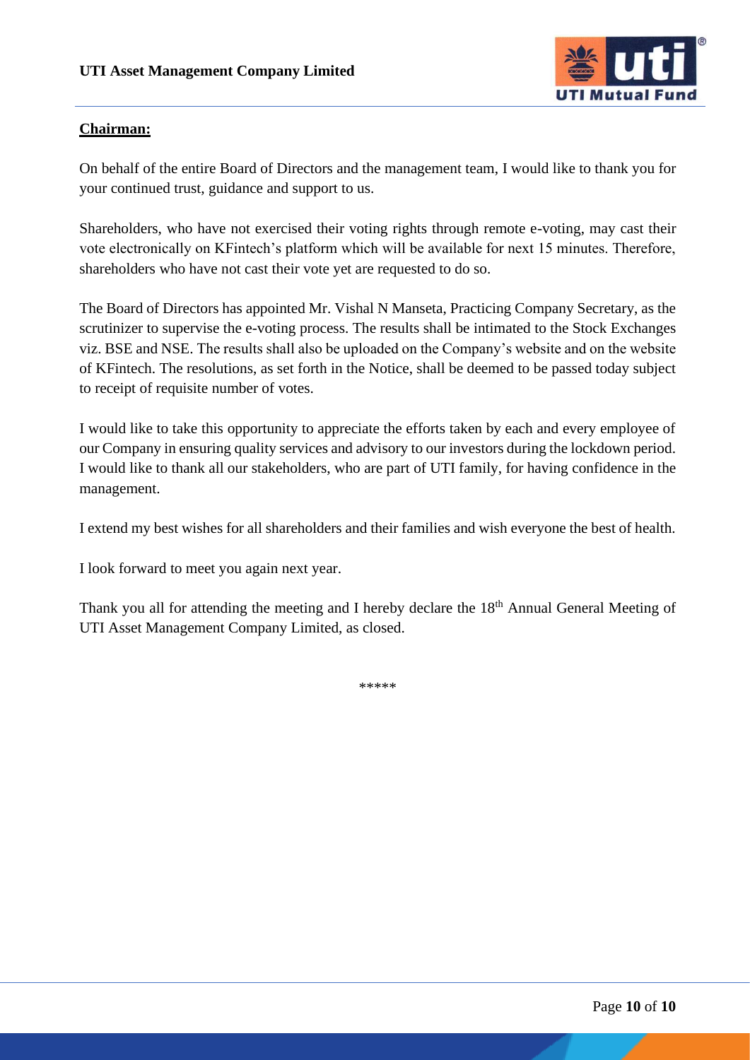**Chairman:**

On behalf of the entire Board of Directors and the management team, I would like to thank you for your continued trust, guidance and support to us.

Shareholders, who have not exercised their voting rights through remote e-voting, may cast their vote electronically on KFintech's platform which will be available for next 15 minutes. Therefore, shareholders who have not cast their vote yet are requested to do so.

The Board of Directors has appointed Mr. Vishal N Manseta, Practicing Company Secretary, as the scrutinizer to supervise the e-voting process. The results shall be intimated to the Stock Exchanges viz. BSE and NSE. The results shall also be uploaded on the Company's website and on the website of KFintech. The resolutions, as set forth in the Notice, shall be deemed to be passed today subject to receipt of requisite number of votes.

I would like to take this opportunity to appreciate the efforts taken by each and every employee of our Company in ensuring quality services and advisory to our investors during the lockdown period. I would like to thank all our stakeholders, who are part of UTI family, for having confidence in the management.

I extend my best wishes for all shareholders and their families and wish everyone the best of health.

I look forward to meet you again next year.

Thank you all for attending the meeting and I hereby declare the 18th Annual General Meeting of UTI Asset Management Company Limited, as closed.

*****